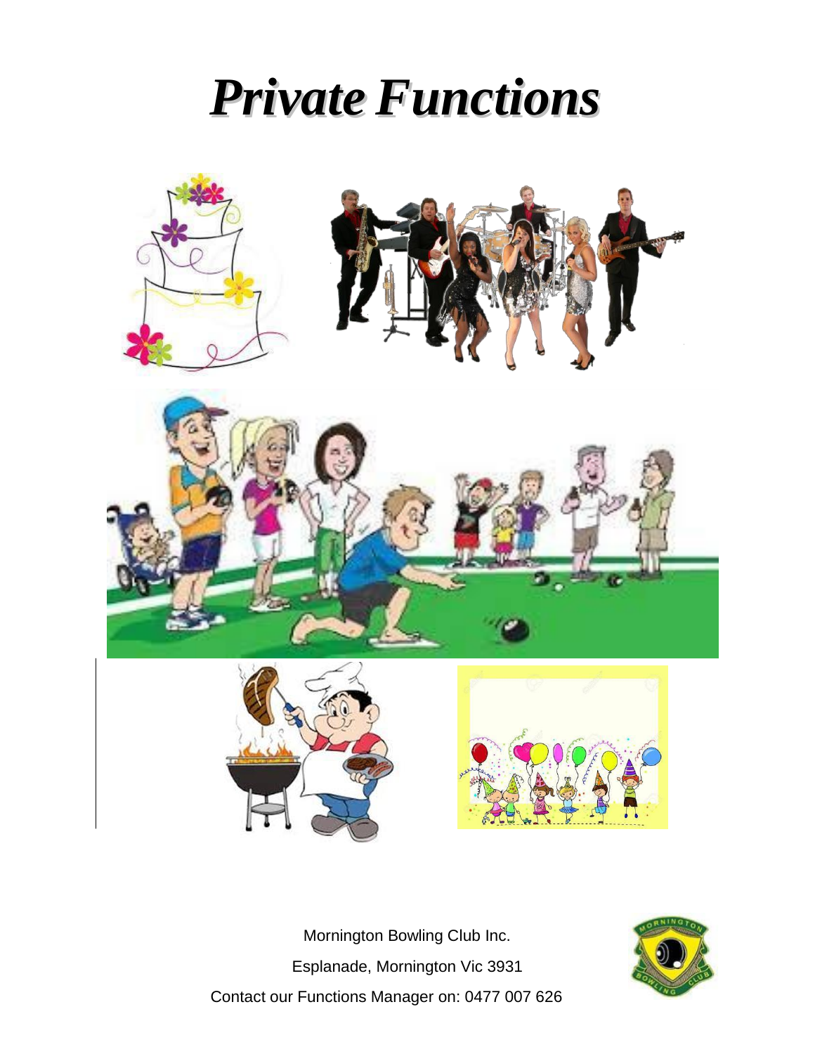# *Private Functions*

Mornington Bowling Club Inc.

Esplanade, Mornington Vic 3931

Contact our Functions Manager on: 0477 007 626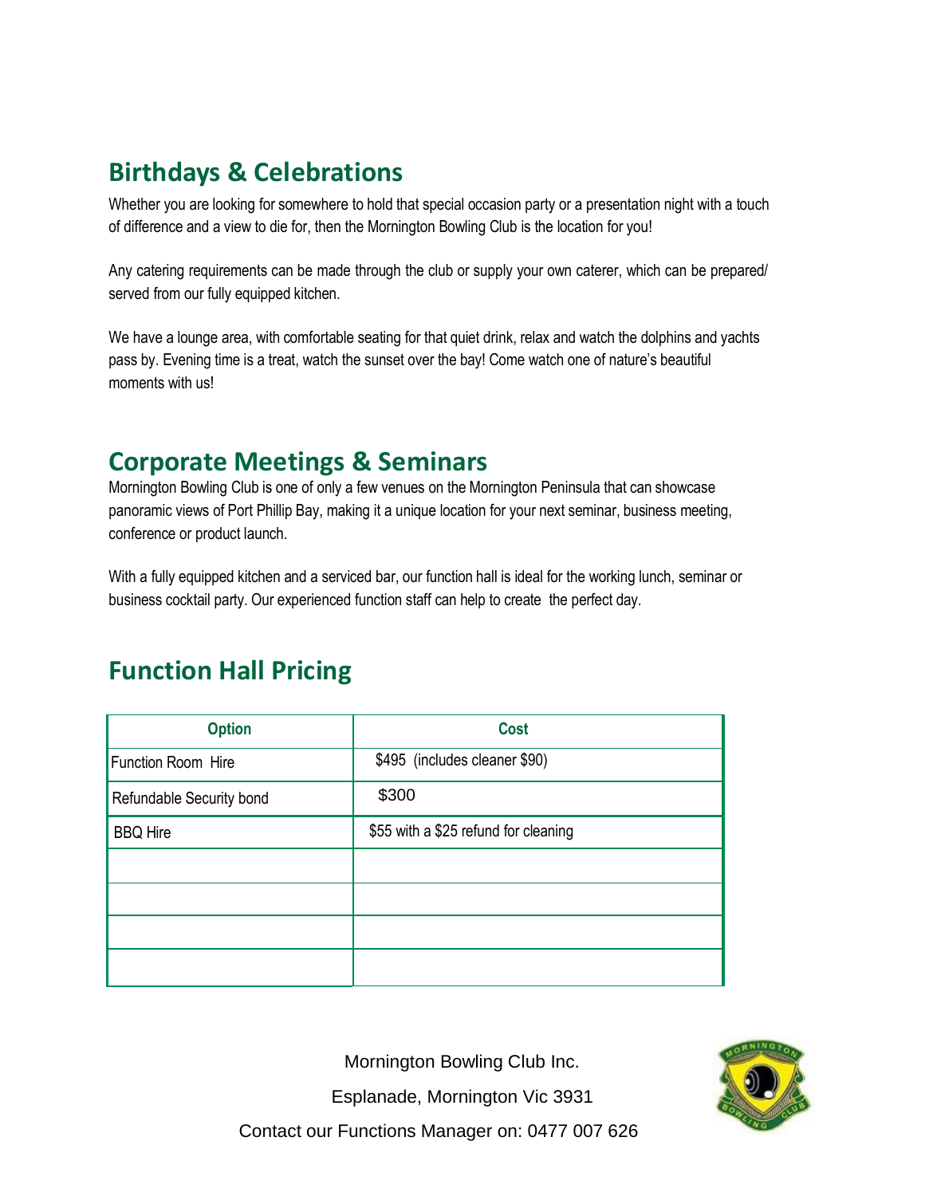## Birthdays & Celebrations

Whether you are looking for somewhere to hold that special occasion party or a presentation night with a touch of difference and a view to die for, then the Mornington Bowling Club is the location for you!

Any catering requirements can be made through the club or supply your own caterer, which can be prepared/ served from our fully equipped kitchen.

We have a lounge area, with comfortable seating for that quiet drink, relax and watch the dolphins and yachts pass by. Evening time is a treat, watch the sunset over the bay! Come watch one of nature's beautiful moments with us!

## Corporate Meetings & Seminars

Mornington Bowling Club is one of only a few venues on the Mornington Peninsula that can showcase panoramic views of Port Phillip Bay, making it a unique location for your next seminar, business meeting, conference or product launch.

With a fully equipped kitchen and a serviced bar, our function hall is ideal for the working lunch, seminar or business cocktail party. Our experienced function staff can help to create the perfect day.

## Function Hall Pricing

| Option | Cost |
|---|---|
| Function Room Hire | $495 (includes cleaner $90) |
| Refundable Security bond | $300 |
| BBQ Hire | $55 with a $25 refund for cleaning |
| | |
| | |
| | |
| | |

Mornington Bowling Club Inc.

Esplanade, Mornington Vic 3931

Contact our Functions Manager on: 0477 007 626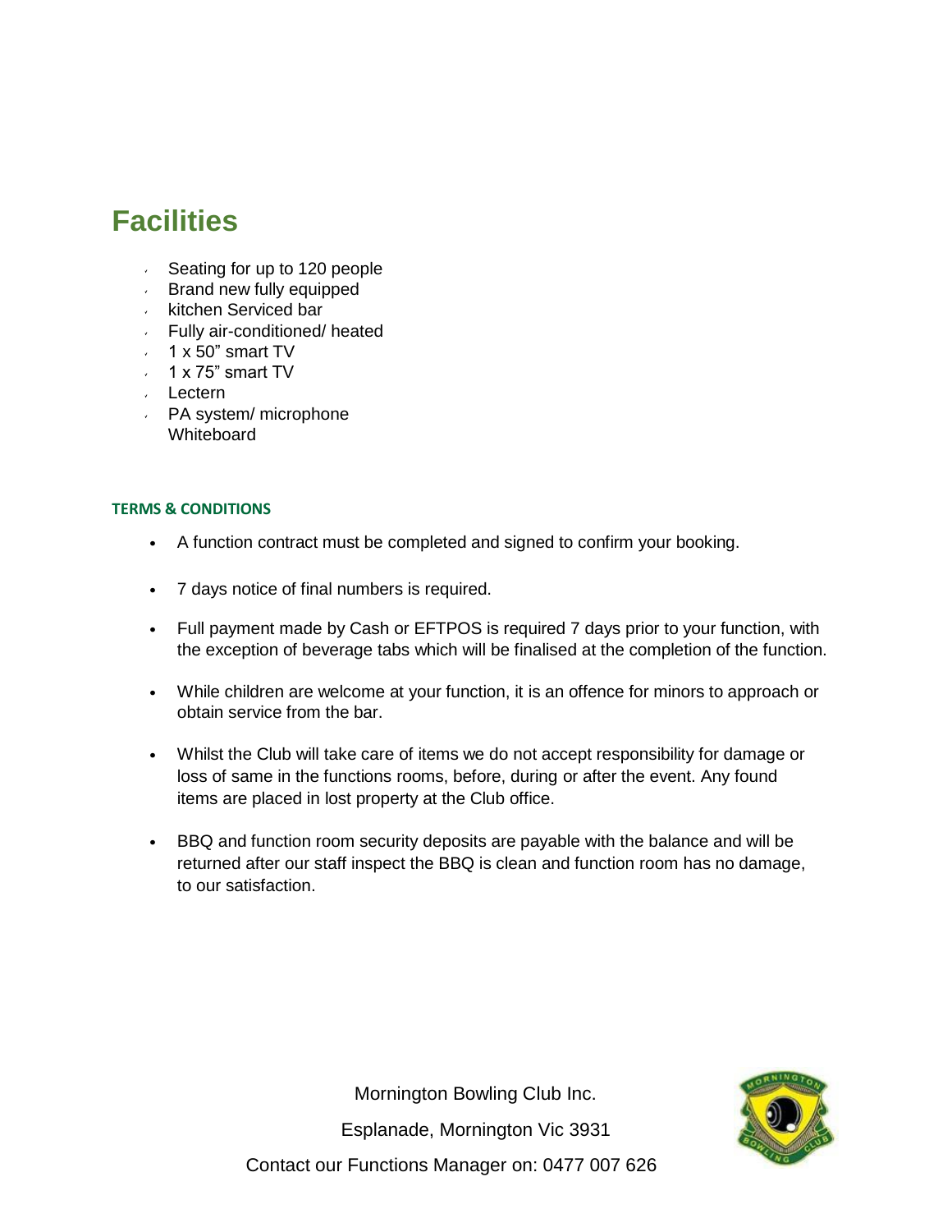## Facilities

- Seating for up to 120 people
- Brand new fully equipped
- kitchen Serviced bar
- Fully air-conditioned/ heated
- 1 x 50" smart TV
- 1 x 75" smart TV
- Lectern
- PA system/ microphone
  Whiteboard

### TERMS & CONDITIONS

- A function contract must be completed and signed to confirm your booking.
- 7 days notice of final numbers is required.
- Full payment made by Cash or EFTPOS is required 7 days prior to your function, with the exception of beverage tabs which will be finalised at the completion of the function.
- While children are welcome at your function, it is an offence for minors to approach or obtain service from the bar.
- Whilst the Club will take care of items we do not accept responsibility for damage or loss of same in the functions rooms, before, during or after the event. Any found items are placed in lost property at the Club office.
- BBQ and function room security deposits are payable with the balance and will be returned after our staff inspect the BBQ is clean and function room has no damage, to our satisfaction.

Mornington Bowling Club Inc.

Esplanade, Mornington Vic 3931

Contact our Functions Manager on: 0477 007 626